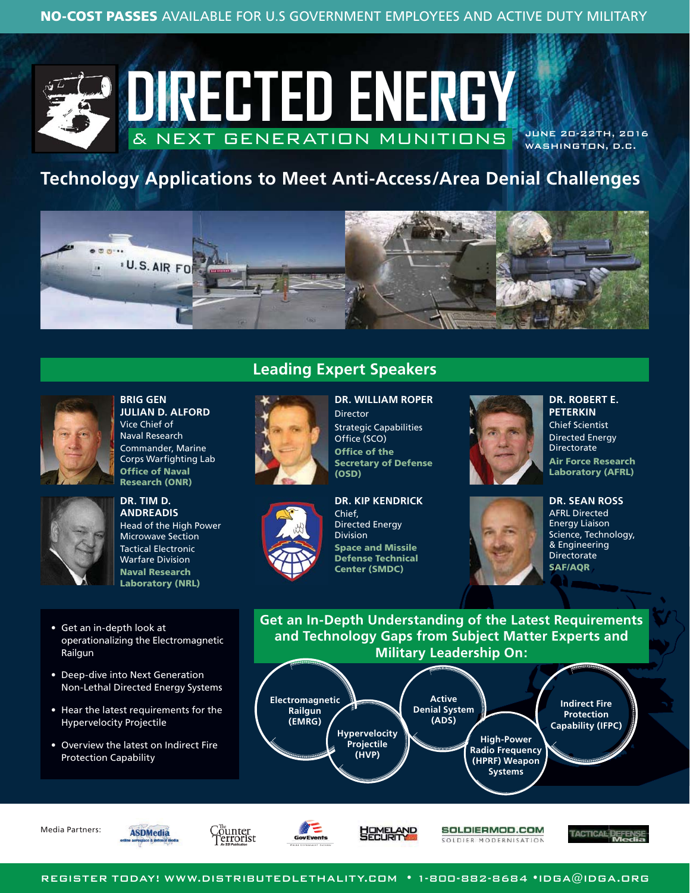**NO-COST PASSES** AVAILABLE FOR U.S GOVERNMENT EMPLOYEES AND ACTIVE DUTY MILITARY

# DIRECTED ENERGY

## & NEXT GENERATION MUNITIONS

JUNE 20-22TH, 2016
WASHINGTON, D.C.

## Technology Applications to Meet Anti-Access/Area Denial Challenges

## Leading Expert Speakers

**BRIG GEN JULIAN D. ALFORD**
Vice Chief of Naval Research
Commander, Marine Corps Warfighting Lab
**Office of Naval Research (ONR)**

**DR. TIM D. ANDREADIS**
Head of the High Power Microwave Section
Tactical Electronic Warfare Division
**Naval Research Laboratory (NRL)**

**DR. WILLIAM ROPER**
Director
Strategic Capabilities Office (SCO)
**Office of the Secretary of Defense (OSD)**

**DR. KIP KENDRICK**
Chief,
Directed Energy Division
**Space and Missile Defense Technical Center (SMDC)**

**DR. ROBERT E. PETERKIN**
Chief Scientist
Directed Energy Directorate
**Air Force Research Laboratory (AFRL)**

**DR. SEAN ROSS**
AFRL Directed Energy Liaison
Science, Technology, & Engineering Directorate
**SAF/AQR**

- Get an in-depth look at operationalizing the Electromagnetic Railgun
- Deep-dive into Next Generation Non-Lethal Directed Energy Systems
- Hear the latest requirements for the Hypervelocity Projectile
- Overview the latest on Indirect Fire Protection Capability

## Get an In-Depth Understanding of the Latest Requirements and Technology Gaps from Subject Matter Experts and Military Leadership On:

- Electromagnetic Railgun (EMRG)
- Hypervelocity Projectile (HVP)
- Active Denial System (ADS)
- High-Power Radio Frequency (HPRF) Weapon Systems
- Indirect Fire Protection Capability (IFPC)

Media Partners: ASDMedia, The Counter Terrorist, GovEvents, Homeland Security, SOLDIERMOD.COM, Tactical Defense Media

REGISTER TODAY! WWW.DISTRIBUTEDLETHALITY.COM • 1-800-882-8684 • IDGA@IDGA.ORG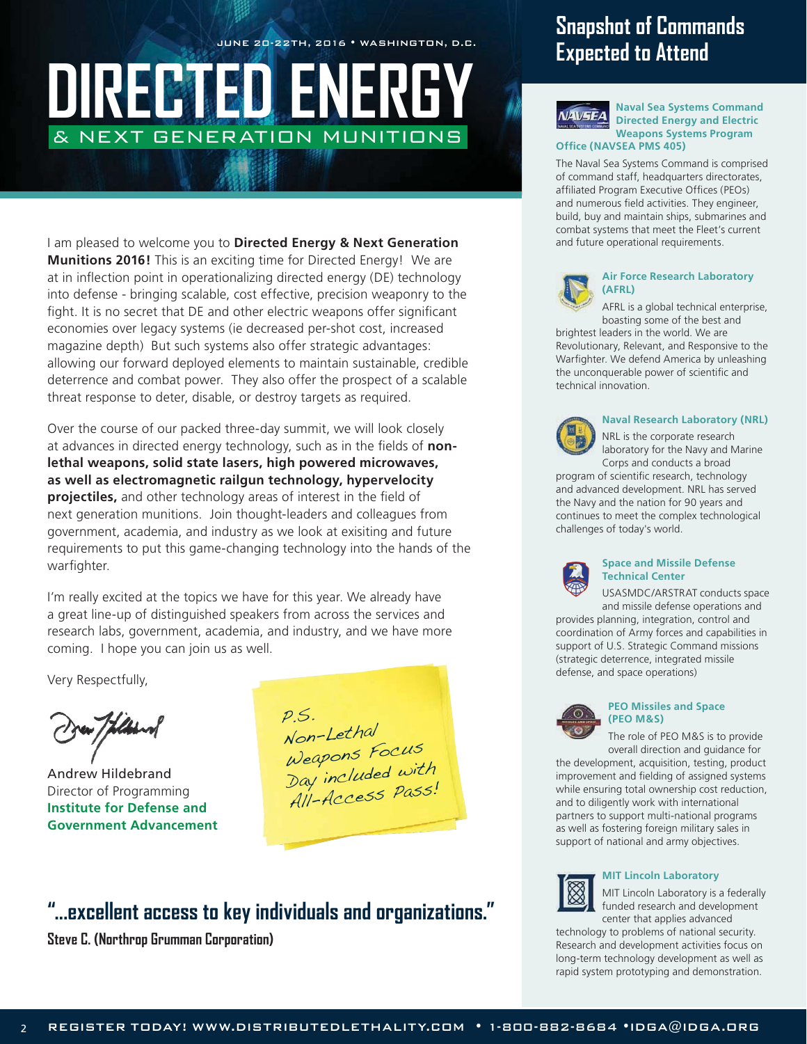JUNE 20-22TH, 2016 • WASHINGTON, D.C.

# DIRECTED ENERGY
## & NEXT GENERATION MUNITIONS

I am pleased to welcome you to **Directed Energy & Next Generation Munitions 2016!** This is an exciting time for Directed Energy! We are at in inflection point in operationalizing directed energy (DE) technology into defense - bringing scalable, cost effective, precision weaponry to the fight. It is no secret that DE and other electric weapons offer significant economies over legacy systems (ie decreased per-shot cost, increased magazine depth) But such systems also offer strategic advantages: allowing our forward deployed elements to maintain sustainable, credible deterrence and combat power. They also offer the prospect of a scalable threat response to deter, disable, or destroy targets as required.

Over the course of our packed three-day summit, we will look closely at advances in directed energy technology, such as in the fields of **non-lethal weapons, solid state lasers, high powered microwaves, as well as electromagnetic railgun technology, hypervelocity projectiles,** and other technology areas of interest in the field of next generation munitions. Join thought-leaders and colleagues from government, academia, and industry as we look at exisiting and future requirements to put this game-changing technology into the hands of the warfighter.

I'm really excited at the topics we have for this year. We already have a great line-up of distinguished speakers from across the services and research labs, government, academia, and industry, and we have more coming. I hope you can join us as well.

Very Respectfully,

Andrew Hildebrand
Director of Programming
**Institute for Defense and Government Advancement**

*P.S. Non-Lethal Weapons Focus Day included with All-Access Pass!*

## "...excellent access to key individuals and organizations."

**Steve C. (Northrop Grumman Corporation)**

## Snapshot of Commands Expected to Attend

**Naval Sea Systems Command Directed Energy and Electric Weapons Systems Program Office (NAVSEA PMS 405)**

The Naval Sea Systems Command is comprised of command staff, headquarters directorates, affiliated Program Executive Offices (PEOs) and numerous field activities. They engineer, build, buy and maintain ships, submarines and combat systems that meet the Fleet's current and future operational requirements.

**Air Force Research Laboratory (AFRL)**

AFRL is a global technical enterprise, boasting some of the best and brightest leaders in the world. We are Revolutionary, Relevant, and Responsive to the Warfighter. We defend America by unleashing the unconquerable power of scientific and technical innovation.

**Naval Research Laboratory (NRL)**

NRL is the corporate research laboratory for the Navy and Marine Corps and conducts a broad program of scientific research, technology and advanced development. NRL has served the Navy and the nation for 90 years and continues to meet the complex technological challenges of today's world.

**Space and Missile Defense Technical Center**

USASMDC/ARSTRAT conducts space and missile defense operations and provides planning, integration, control and coordination of Army forces and capabilities in support of U.S. Strategic Command missions (strategic deterrence, integrated missile defense, and space operations)

**PEO Missiles and Space (PEO M&S)**

The role of PEO M&S is to provide overall direction and guidance for the development, acquisition, testing, product improvement and fielding of assigned systems while ensuring total ownership cost reduction, and to diligently work with international partners to support multi-national programs as well as fostering foreign military sales in support of national and army objectives.

**MIT Lincoln Laboratory**

MIT Lincoln Laboratory is a federally funded research and development center that applies advanced technology to problems of national security. Research and development activities focus on long-term technology development as well as rapid system prototyping and demonstration.

REGISTER TODAY! WWW.DISTRIBUTEDLETHALITY.COM • 1-800-882-8684 • IDGA@IDGA.ORG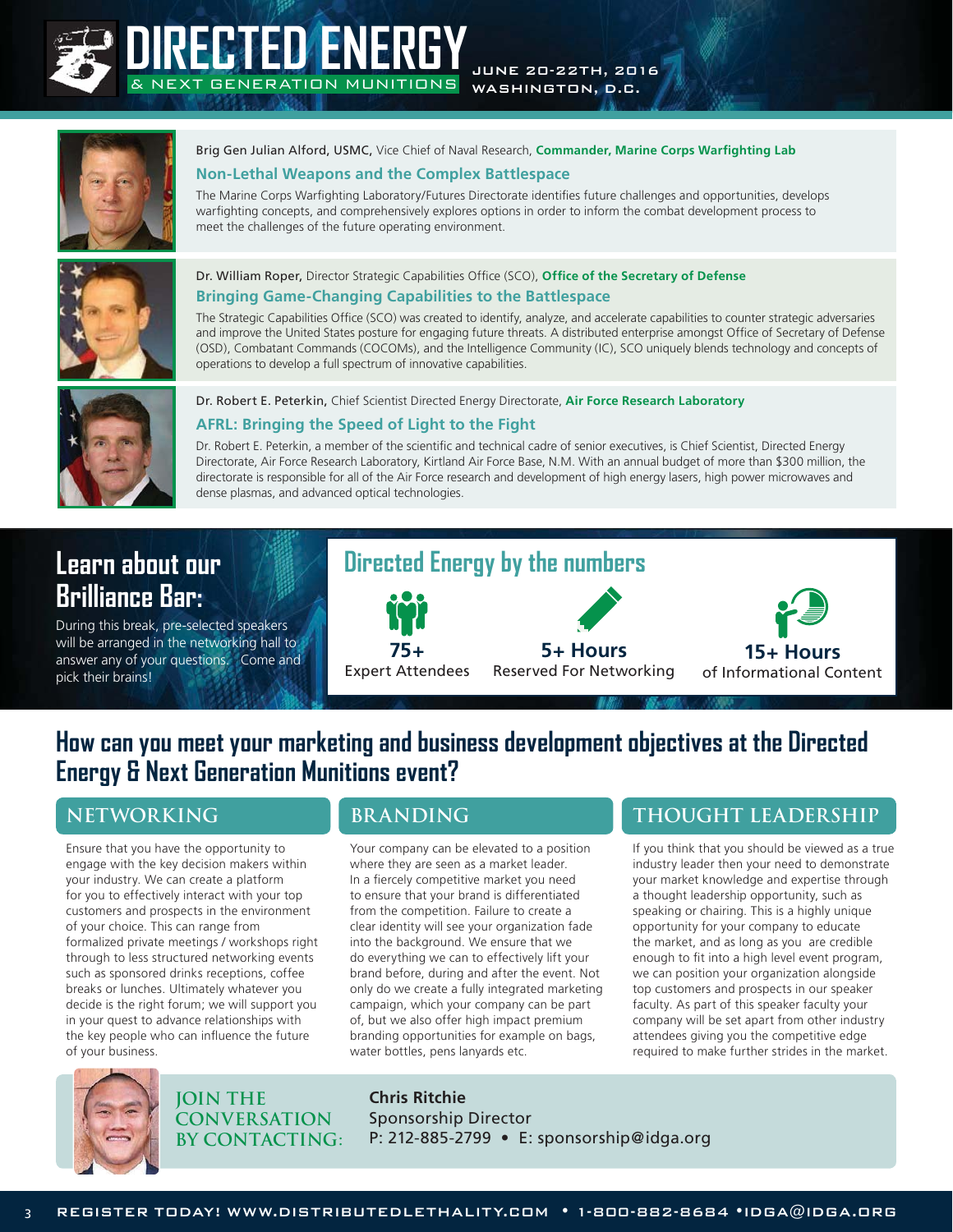# DIRECTED ENERGY

& NEXT GENERATION MUNITIONS

JUNE 20-22TH, 2016
WASHINGTON, D.C.

Brig Gen Julian Alford, USMC, Vice Chief of Naval Research, **Commander, Marine Corps Warfighting Lab**

### Non-Lethal Weapons and the Complex Battlespace

The Marine Corps Warfighting Laboratory/Futures Directorate identifies future challenges and opportunities, develops warfighting concepts, and comprehensively explores options in order to inform the combat development process to meet the challenges of the future operating environment.

Dr. William Roper, Director Strategic Capabilities Office (SCO), **Office of the Secretary of Defense**

### Bringing Game-Changing Capabilities to the Battlespace

The Strategic Capabilities Office (SCO) was created to identify, analyze, and accelerate capabilities to counter strategic adversaries and improve the United States posture for engaging future threats. A distributed enterprise amongst Office of Secretary of Defense (OSD), Combatant Commands (COCOMs), and the Intelligence Community (IC), SCO uniquely blends technology and concepts of operations to develop a full spectrum of innovative capabilities.

Dr. Robert E. Peterkin, Chief Scientist Directed Energy Directorate, **Air Force Research Laboratory**

### AFRL: Bringing the Speed of Light to the Fight

Dr. Robert E. Peterkin, a member of the scientific and technical cadre of senior executives, is Chief Scientist, Directed Energy Directorate, Air Force Research Laboratory, Kirtland Air Force Base, N.M. With an annual budget of more than $300 million, the directorate is responsible for all of the Air Force research and development of high energy lasers, high power microwaves and dense plasmas, and advanced optical technologies.

## Learn about our Brilliance Bar:

During this break, pre-selected speakers will be arranged in the networking hall to answer any of your questions. Come and pick their brains!

## Directed Energy by the numbers

- **75+** Expert Attendees
- **5+ Hours** Reserved For Networking
- **15+ Hours** of Informational Content

## How can you meet your marketing and business development objectives at the Directed Energy & Next Generation Munitions event?

### NETWORKING

Ensure that you have the opportunity to engage with the key decision makers within your industry. We can create a platform for you to effectively interact with your top customers and prospects in the environment of your choice. This can range from formalized private meetings / workshops right through to less structured networking events such as sponsored drinks receptions, coffee breaks or lunches. Ultimately whatever you decide is the right forum; we will support you in your quest to advance relationships with the key people who can influence the future of your business.

### BRANDING

Your company can be elevated to a position where they are seen as a market leader. In a fiercely competitive market you need to ensure that your brand is differentiated from the competition. Failure to create a clear identity will see your organization fade into the background. We ensure that we do everything we can to effectively lift your brand before, during and after the event. Not only do we create a fully integrated marketing campaign, which your company can be part of, but we also offer high impact premium branding opportunities for example on bags, water bottles, pens lanyards etc.

### THOUGHT LEADERSHIP

If you think that you should be viewed as a true industry leader then your need to demonstrate your market knowledge and expertise through a thought leadership opportunity, such as speaking or chairing. This is a highly unique opportunity for your company to educate the market, and as long as you are credible enough to fit into a high level event program, we can position your organization alongside top customers and prospects in our speaker faculty. As part of this speaker faculty your company will be set apart from other industry attendees giving you the competitive edge required to make further strides in the market.

**JOIN THE CONVERSATION BY CONTACTING:**

**Chris Ritchie**
Sponsorship Director
P: 212-885-2799 • E: sponsorship@idga.org

REGISTER TODAY! WWW.DISTRIBUTEDLETHALITY.COM • 1-800-882-8684 • IDGA@IDGA.ORG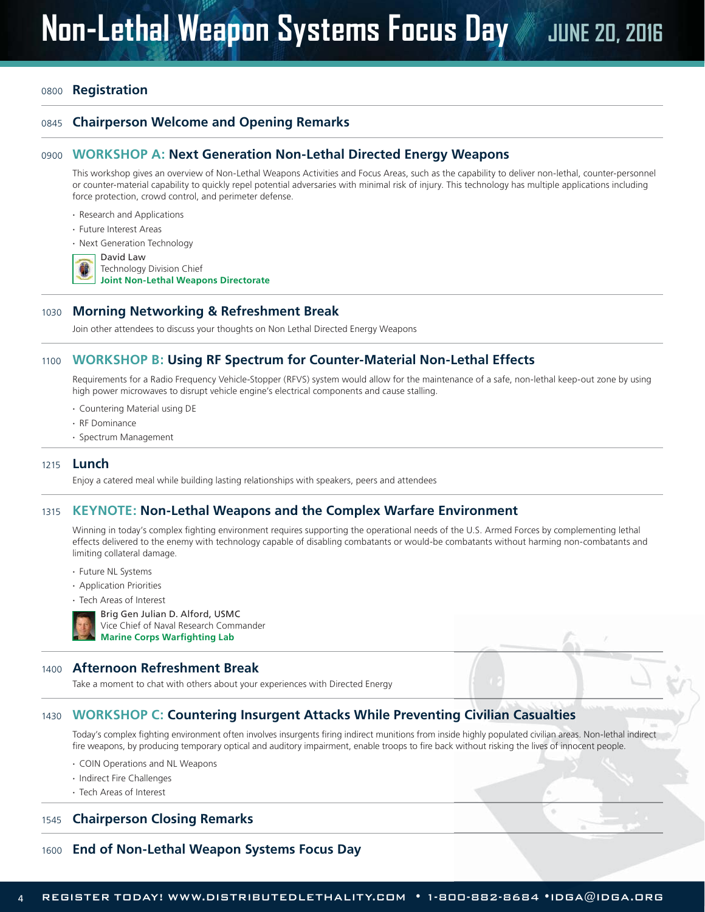# Non-Lethal Weapon Systems Focus Day JUNE 20, 2016

**0800 Registration**

**0845 Chairperson Welcome and Opening Remarks**

## 0900 WORKSHOP A: Next Generation Non-Lethal Directed Energy Weapons

This workshop gives an overview of Non-Lethal Weapons Activities and Focus Areas, such as the capability to deliver non-lethal, counter-personnel or counter-material capability to quickly repel potential adversaries with minimal risk of injury. This technology has multiple applications including force protection, crowd control, and perimeter defense.

- Research and Applications
- Future Interest Areas
- Next Generation Technology

David Law
Technology Division Chief
**Joint Non-Lethal Weapons Directorate**

**1030 Morning Networking & Refreshment Break**

Join other attendees to discuss your thoughts on Non Lethal Directed Energy Weapons

## 1100 WORKSHOP B: Using RF Spectrum for Counter-Material Non-Lethal Effects

Requirements for a Radio Frequency Vehicle-Stopper (RFVS) system would allow for the maintenance of a safe, non-lethal keep-out zone by using high power microwaves to disrupt vehicle engine's electrical components and cause stalling.

- Countering Material using DE
- RF Dominance
- Spectrum Management

**1215 Lunch**

Enjoy a catered meal while building lasting relationships with speakers, peers and attendees

## 1315 KEYNOTE: Non-Lethal Weapons and the Complex Warfare Environment

Winning in today's complex fighting environment requires supporting the operational needs of the U.S. Armed Forces by complementing lethal effects delivered to the enemy with technology capable of disabling combatants or would-be combatants without harming non-combatants and limiting collateral damage.

- Future NL Systems
- Application Priorities
- Tech Areas of Interest

Brig Gen Julian D. Alford, USMC
Vice Chief of Naval Research Commander
**Marine Corps Warfighting Lab**

**1400 Afternoon Refreshment Break**

Take a moment to chat with others about your experiences with Directed Energy

## 1430 WORKSHOP C: Countering Insurgent Attacks While Preventing Civilian Casualties

Today's complex fighting environment often involves insurgents firing indirect munitions from inside highly populated civilian areas. Non-lethal indirect fire weapons, by producing temporary optical and auditory impairment, enable troops to fire back without risking the lives of innocent people.

- COIN Operations and NL Weapons
- Indirect Fire Challenges
- Tech Areas of Interest

**1545 Chairperson Closing Remarks**

**1600 End of Non-Lethal Weapon Systems Focus Day**

REGISTER TODAY! WWW.DISTRIBUTEDLETHALITY.COM • 1-800-882-8684 • IDGA@IDGA.ORG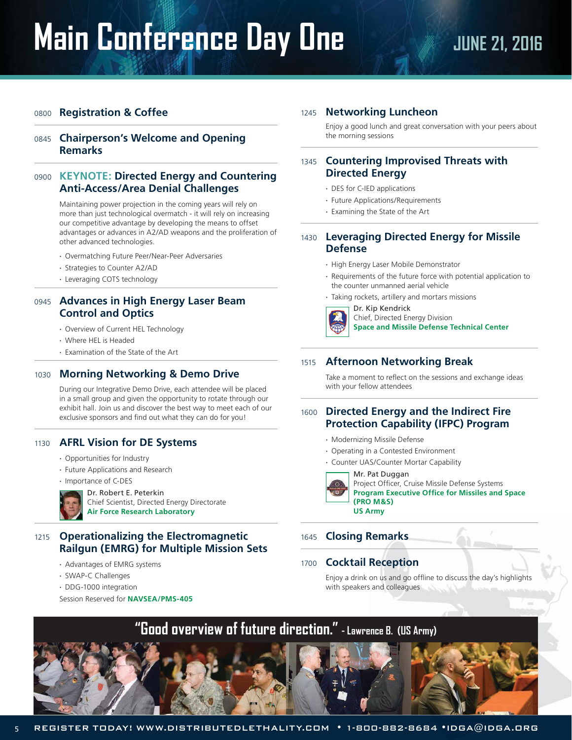# Main Conference Day One

## JUNE 21, 2016

**0800 Registration & Coffee**

**0845 Chairperson's Welcome and Opening Remarks**

**0900 KEYNOTE: Directed Energy and Countering Anti-Access/Area Denial Challenges**

Maintaining power projection in the coming years will rely on more than just technological overmatch - it will rely on increasing our competitive advantage by developing the means to offset advantages or advances in A2/AD weapons and the proliferation of other advanced technologies.

- Overmatching Future Peer/Near-Peer Adversaries
- Strategies to Counter A2/AD
- Leveraging COTS technology

**0945 Advances in High Energy Laser Beam Control and Optics**

- Overview of Current HEL Technology
- Where HEL is Headed
- Examination of the State of the Art

**1030 Morning Networking & Demo Drive**

During our Integrative Demo Drive, each attendee will be placed in a small group and given the opportunity to rotate through our exhibit hall. Join us and discover the best way to meet each of our exclusive sponsors and find out what they can do for you!

**1130 AFRL Vision for DE Systems**

- Opportunities for Industry
- Future Applications and Research
- Importance of C-DES

Dr. Robert E. Peterkin
Chief Scientist, Directed Energy Directorate
**Air Force Research Laboratory**

**1215 Operationalizing the Electromagnetic Railgun (EMRG) for Multiple Mission Sets**

- Advantages of EMRG systems
- SWAP-C Challenges
- DDG-1000 integration

Session Reserved for **NAVSEA/PMS-405**

**1245 Networking Luncheon**

Enjoy a good lunch and great conversation with your peers about the morning sessions

**1345 Countering Improvised Threats with Directed Energy**

- DES for C-IED applications
- Future Applications/Requirements
- Examining the State of the Art

**1430 Leveraging Directed Energy for Missile Defense**

- High Energy Laser Mobile Demonstrator
- Requirements of the future force with potential application to the counter unmanned aerial vehicle
- Taking rockets, artillery and mortars missions

Dr. Kip Kendrick
Chief, Directed Energy Division
**Space and Missile Defense Technical Center**

**1515 Afternoon Networking Break**

Take a moment to reflect on the sessions and exchange ideas with your fellow attendees

**1600 Directed Energy and the Indirect Fire Protection Capability (IFPC) Program**

- Modernizing Missile Defense
- Operating in a Contested Environment
- Counter UAS/Counter Mortar Capability

Mr. Pat Duggan
Project Officer, Cruise Missile Defense Systems
**Program Executive Office for Missiles and Space (PRO M&S)**
**US Army**

**1645 Closing Remarks**

**1700 Cocktail Reception**

Enjoy a drink on us and go offline to discuss the day's highlights with speakers and colleagues

**"Good overview of future direction."** - Lawrence B. (US Army)

REGISTER TODAY! WWW.DISTRIBUTEDLETHALITY.COM • 1-800-882-8684 • IDGA@IDGA.ORG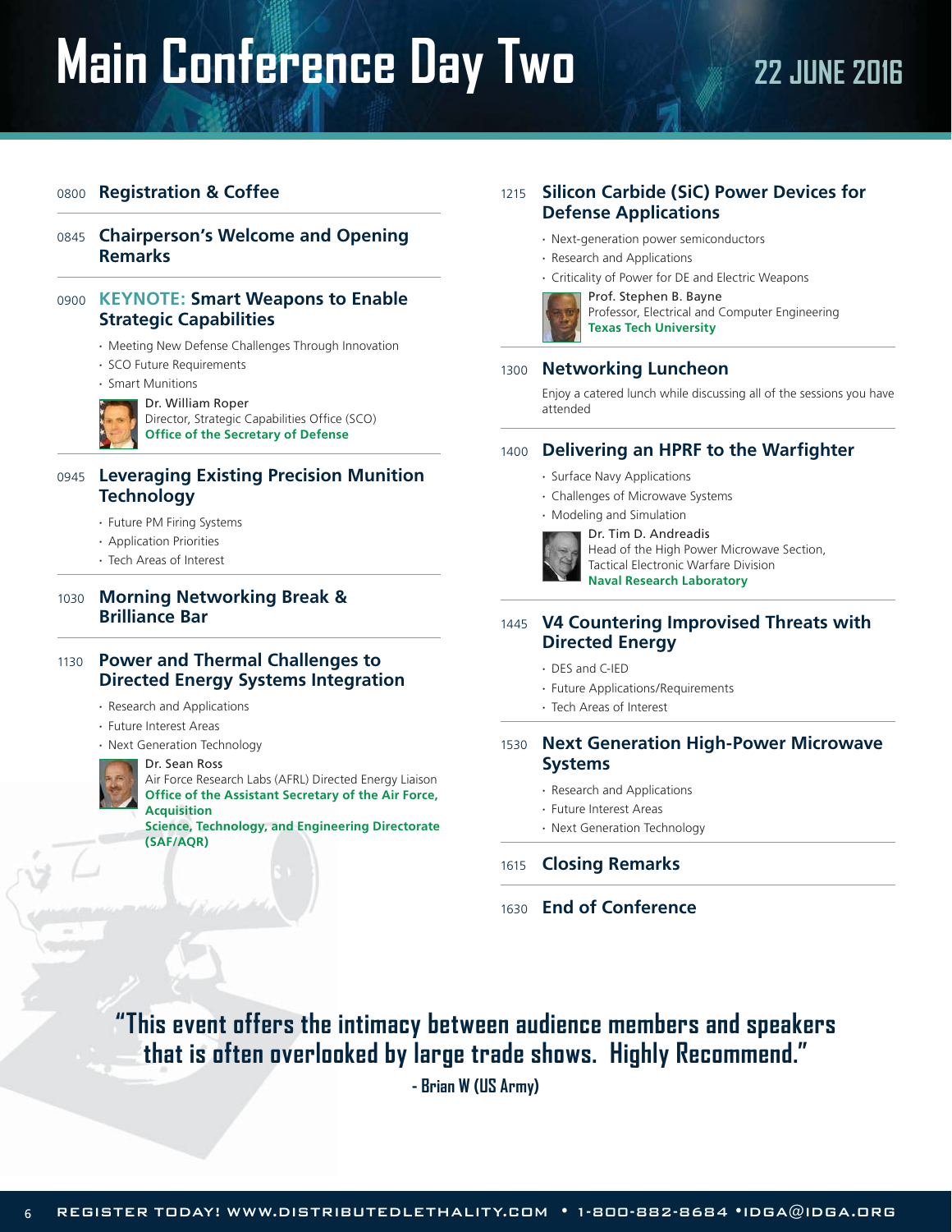# Main Conference Day Two

## 22 JUNE 2016

**0800 Registration & Coffee**

**0845 Chairperson's Welcome and Opening Remarks**

**0900 KEYNOTE: Smart Weapons to Enable Strategic Capabilities**

- Meeting New Defense Challenges Through Innovation
- SCO Future Requirements
- Smart Munitions

Dr. William Roper
Director, Strategic Capabilities Office (SCO)
**Office of the Secretary of Defense**

**0945 Leveraging Existing Precision Munition Technology**

- Future PM Firing Systems
- Application Priorities
- Tech Areas of Interest

**1030 Morning Networking Break & Brilliance Bar**

**1130 Power and Thermal Challenges to Directed Energy Systems Integration**

- Research and Applications
- Future Interest Areas
- Next Generation Technology

Dr. Sean Ross
Air Force Research Labs (AFRL) Directed Energy Liaison
**Office of the Assistant Secretary of the Air Force, Acquisition**
**Science, Technology, and Engineering Directorate (SAF/AQR)**

**1215 Silicon Carbide (SiC) Power Devices for Defense Applications**

- Next-generation power semiconductors
- Research and Applications
- Criticality of Power for DE and Electric Weapons

Prof. Stephen B. Bayne
Professor, Electrical and Computer Engineering
**Texas Tech University**

**1300 Networking Luncheon**

Enjoy a catered lunch while discussing all of the sessions you have attended

**1400 Delivering an HPRF to the Warfighter**

- Surface Navy Applications
- Challenges of Microwave Systems
- Modeling and Simulation

Dr. Tim D. Andreadis
Head of the High Power Microwave Section,
Tactical Electronic Warfare Division
**Naval Research Laboratory**

**1445 V4 Countering Improvised Threats with Directed Energy**

- DES and C-IED
- Future Applications/Requirements
- Tech Areas of Interest

**1530 Next Generation High-Power Microwave Systems**

- Research and Applications
- Future Interest Areas
- Next Generation Technology

**1615 Closing Remarks**

**1630 End of Conference**

**"This event offers the intimacy between audience members and speakers that is often overlooked by large trade shows. Highly Recommend."**

**- Brian W (US Army)**

REGISTER TODAY! WWW.DISTRIBUTEDLETHALITY.COM • 1-800-882-8684 • IDGA@IDGA.ORG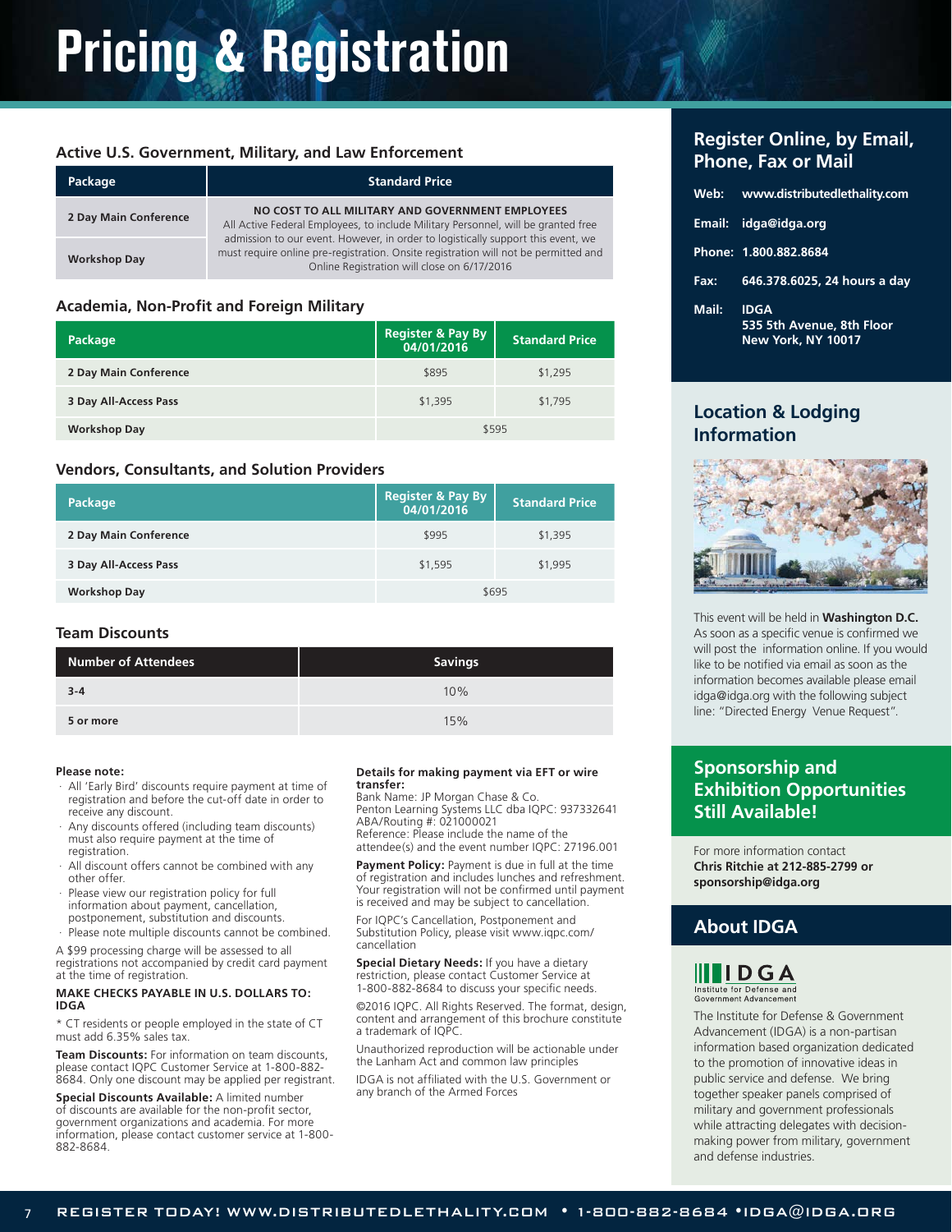# Pricing & Registration

### Active U.S. Government, Military, and Law Enforcement

| Package | Standard Price |
|---|---|
| 2 Day Main Conference | **NO COST TO ALL MILITARY AND GOVERNMENT EMPLOYEES** All Active Federal Employees, to include Military Personnel, will be granted free admission to our event. However, in order to logistically support this event, we must require online pre-registration. Onsite registration will not be permitted and Online Registration will close on 6/17/2016 |
| Workshop Day | |

### Academia, Non-Profit and Foreign Military

| Package | Register & Pay By 04/01/2016 | Standard Price |
|---|---|---|
| 2 Day Main Conference | $895 | $1,295 |
| 3 Day All-Access Pass | $1,395 | $1,795 |
| Workshop Day | $595 | |

### Vendors, Consultants, and Solution Providers

| Package | Register & Pay By 04/01/2016 | Standard Price |
|---|---|---|
| 2 Day Main Conference | $995 | $1,395 |
| 3 Day All-Access Pass | $1,595 | $1,995 |
| Workshop Day | $695 | |

### Team Discounts

| Number of Attendees | Savings |
|---|---|
| 3-4 | 10% |
| 5 or more | 15% |

**Please note:**

- All 'Early Bird' discounts require payment at time of registration and before the cut-off date in order to receive any discount.
- Any discounts offered (including team discounts) must also require payment at the time of registration.
- All discount offers cannot be combined with any other offer.
- Please view our registration policy for full information about payment, cancellation, postponement, substitution and discounts.
- Please note multiple discounts cannot be combined.

A $99 processing charge will be assessed to all registrations not accompanied by credit card payment at the time of registration.

**MAKE CHECKS PAYABLE IN U.S. DOLLARS TO: IDGA**

* CT residents or people employed in the state of CT must add 6.35% sales tax.

**Team Discounts:** For information on team discounts, please contact IQPC Customer Service at 1-800-882-8684. Only one discount may be applied per registrant.

**Special Discounts Available:** A limited number of discounts are available for the non-profit sector, government organizations and academia. For more information, please contact customer service at 1-800-882-8684.

**Details for making payment via EFT or wire transfer:**
Bank Name: JP Morgan Chase & Co.
Penton Learning Systems LLC dba IQPC: 937332641
ABA/Routing #: 021000021
Reference: Please include the name of the attendee(s) and the event number IQPC: 27196.001

**Payment Policy:** Payment is due in full at the time of registration and includes lunches and refreshment. Your registration will not be confirmed until payment is received and may be subject to cancellation.

For IQPC's Cancellation, Postponement and Substitution Policy, please visit www.iqpc.com/cancellation

**Special Dietary Needs:** If you have a dietary restriction, please contact Customer Service at 1-800-882-8684 to discuss your specific needs.

©2016 IQPC. All Rights Reserved. The format, design, content and arrangement of this brochure constitute a trademark of IQPC.

Unauthorized reproduction will be actionable under the Lanham Act and common law principles

IDGA is not affiliated with the U.S. Government or any branch of the Armed Forces

## Register Online, by Email, Phone, Fax or Mail

**Web:** www.distributedlethality.com

**Email:** idga@idga.org

**Phone:** 1.800.882.8684

**Fax:** 646.378.6025, 24 hours a day

**Mail:** IDGA
535 5th Avenue, 8th Floor
New York, NY 10017

## Location & Lodging Information

This event will be held in **Washington D.C.** As soon as a specific venue is confirmed we will post the information online. If you would like to be notified via email as soon as the information becomes available please email idga@idga.org with the following subject line: "Directed Energy Venue Request".

## Sponsorship and Exhibition Opportunities Still Available!

For more information contact **Chris Ritchie at 212-885-2799 or sponsorship@idga.org**

## About IDGA

IDGA
Institute for Defense and Government Advancement

The Institute for Defense & Government Advancement (IDGA) is a non-partisan information based organization dedicated to the promotion of innovative ideas in public service and defense. We bring together speaker panels comprised of military and government professionals while attracting delegates with decision-making power from military, government and defense industries.

REGISTER TODAY! WWW.DISTRIBUTEDLETHALITY.COM • 1-800-882-8684 • IDGA@IDGA.ORG